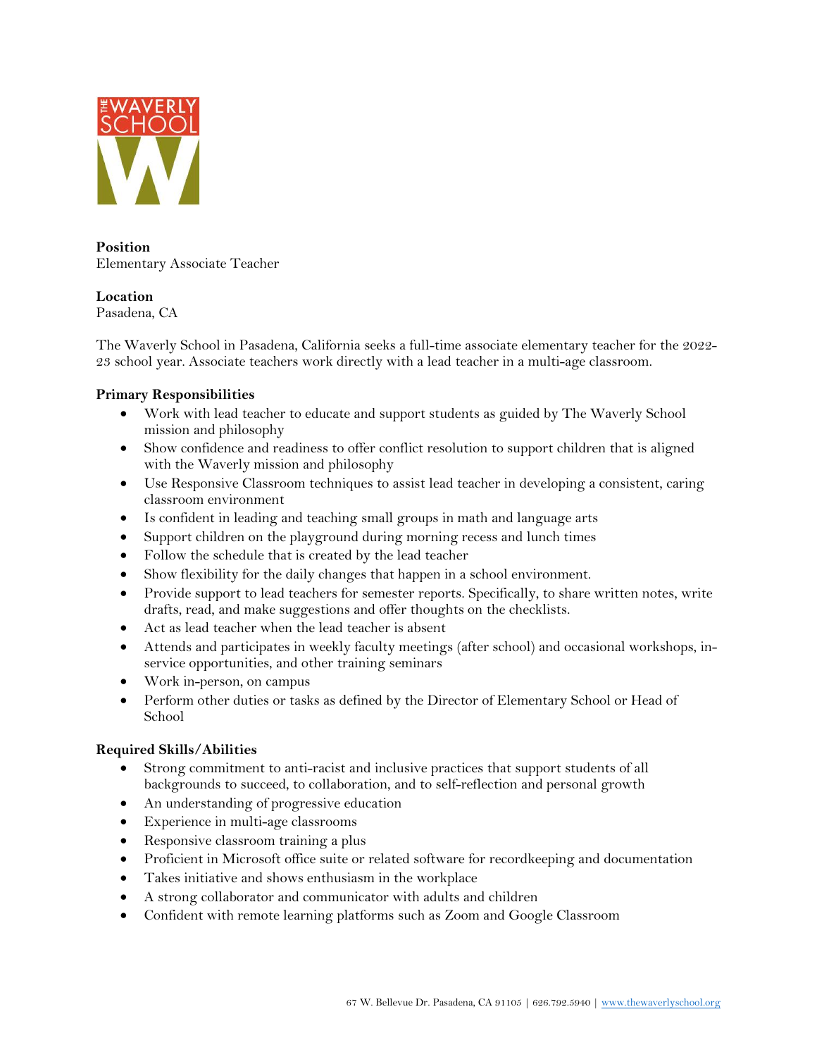**Position**
Elementary Associate Teacher

**Location**
Pasadena, CA

The Waverly School in Pasadena, California seeks a full-time associate elementary teacher for the 2022-23 school year. Associate teachers work directly with a lead teacher in a multi-age classroom.

**Primary Responsibilities**

- Work with lead teacher to educate and support students as guided by The Waverly School mission and philosophy
- Show confidence and readiness to offer conflict resolution to support children that is aligned with the Waverly mission and philosophy
- Use Responsive Classroom techniques to assist lead teacher in developing a consistent, caring classroom environment
- Is confident in leading and teaching small groups in math and language arts
- Support children on the playground during morning recess and lunch times
- Follow the schedule that is created by the lead teacher
- Show flexibility for the daily changes that happen in a school environment.
- Provide support to lead teachers for semester reports. Specifically, to share written notes, write drafts, read, and make suggestions and offer thoughts on the checklists.
- Act as lead teacher when the lead teacher is absent
- Attends and participates in weekly faculty meetings (after school) and occasional workshops, in-service opportunities, and other training seminars
- Work in-person, on campus
- Perform other duties or tasks as defined by the Director of Elementary School or Head of School

**Required Skills/Abilities**

- Strong commitment to anti-racist and inclusive practices that support students of all backgrounds to succeed, to collaboration, and to self-reflection and personal growth
- An understanding of progressive education
- Experience in multi-age classrooms
- Responsive classroom training a plus
- Proficient in Microsoft office suite or related software for recordkeeping and documentation
- Takes initiative and shows enthusiasm in the workplace
- A strong collaborator and communicator with adults and children
- Confident with remote learning platforms such as Zoom and Google Classroom

67 W. Bellevue Dr. Pasadena, CA 91105 | 626.792.5940 | www.thewaverlyschool.org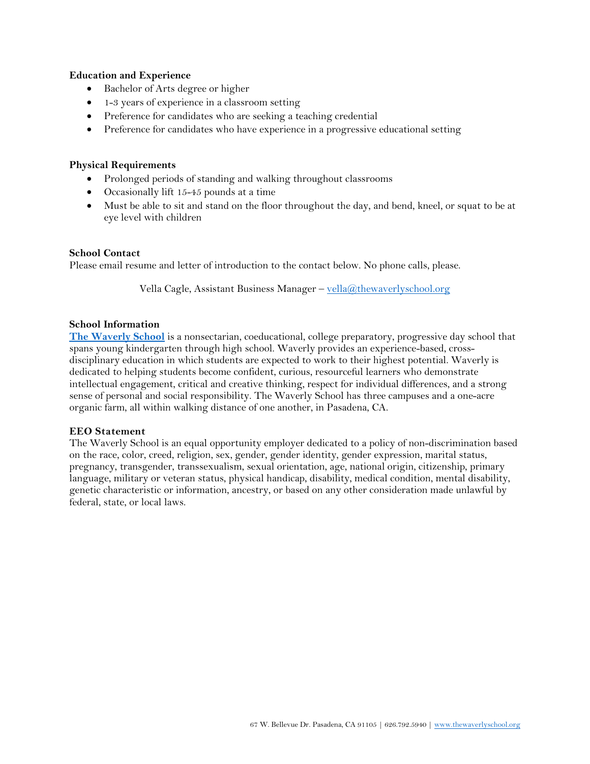**Education and Experience**

- Bachelor of Arts degree or higher
- 1-3 years of experience in a classroom setting
- Preference for candidates who are seeking a teaching credential
- Preference for candidates who have experience in a progressive educational setting

**Physical Requirements**

- Prolonged periods of standing and walking throughout classrooms
- Occasionally lift 15-45 pounds at a time
- Must be able to sit and stand on the floor throughout the day, and bend, kneel, or squat to be at eye level with children

**School Contact**

Please email resume and letter of introduction to the contact below. No phone calls, please.

Vella Cagle, Assistant Business Manager – vella@thewaverlyschool.org

**School Information**

**The Waverly School** is a nonsectarian, coeducational, college preparatory, progressive day school that spans young kindergarten through high school. Waverly provides an experience-based, cross-disciplinary education in which students are expected to work to their highest potential. Waverly is dedicated to helping students become confident, curious, resourceful learners who demonstrate intellectual engagement, critical and creative thinking, respect for individual differences, and a strong sense of personal and social responsibility. The Waverly School has three campuses and a one-acre organic farm, all within walking distance of one another, in Pasadena, CA.

**EEO Statement**

The Waverly School is an equal opportunity employer dedicated to a policy of non-discrimination based on the race, color, creed, religion, sex, gender, gender identity, gender expression, marital status, pregnancy, transgender, transsexualism, sexual orientation, age, national origin, citizenship, primary language, military or veteran status, physical handicap, disability, medical condition, mental disability, genetic characteristic or information, ancestry, or based on any other consideration made unlawful by federal, state, or local laws.